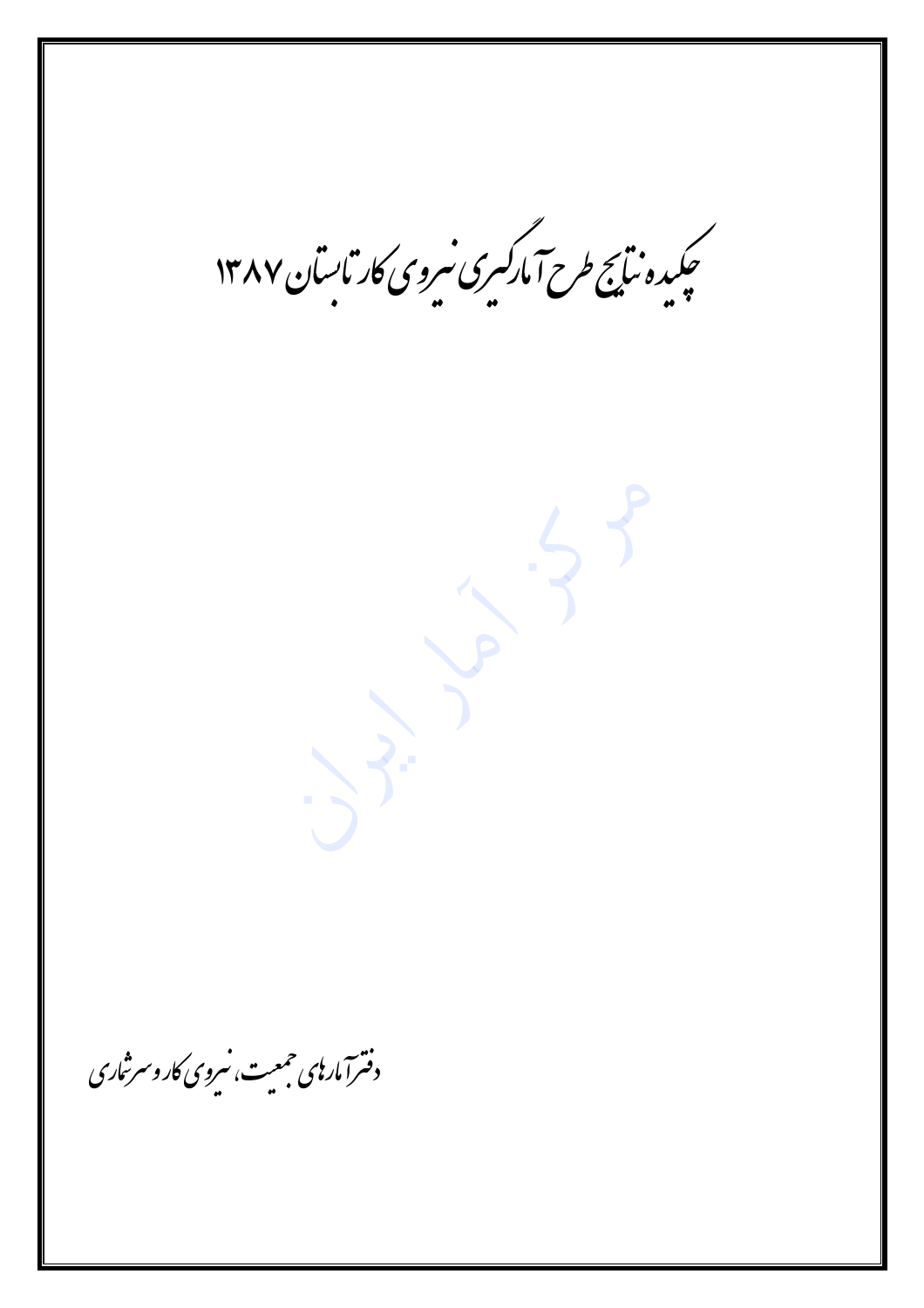# چکیده نتایج طرح آمارگیری نیروی کار تابستان ۱۳۸۷

دفتر آمارهای جمعیت، نیروی کار و سرشماری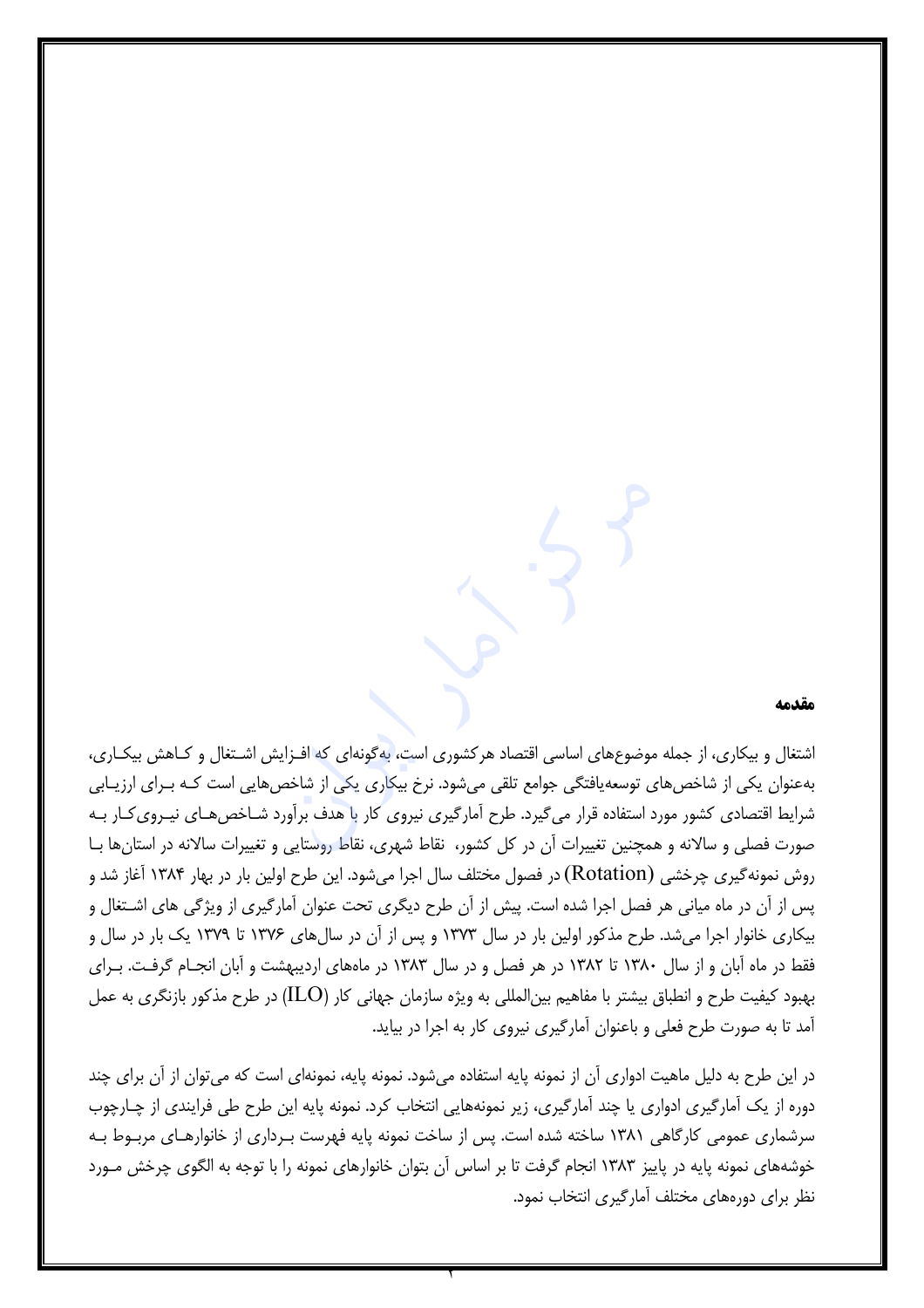**مقدمه**

اشتغال و بیکاری، از جمله موضوع‌های اساسی اقتصاد هرکشوری است، به‌گونه‌ای که افـزایش اشـتغال و کـاهش بیکـاری، به‌عنوان یکی از شاخص‌های توسعه‌یافتگی جوامع تلقی می‌شود. نرخ بیکاری یکی از شاخص‌هایی است کـه بـرای ارزیـابی شرایط اقتصادی کشور مورد استفاده قرار می‌گیرد. طرح آمارگیری نیروی کار با هدف برآورد شـاخص‌هـای نیـروی‌کـار بـه صورت فصلی و سالانه و همچنین تغییرات آن در کل کشور، نقاط شهری، نقاط روستایی و تغییرات سالانه در استان‌ها بـا روش نمونه‌گیری چرخشی (Rotation) در فصول مختلف سال اجرا می‌شود. این طرح اولین بار در بهار ۱۳۸۴ آغاز شد و پس از آن در ماه میانی هر فصل اجرا شده است. پیش از آن طرح دیگری تحت عنوان آمارگیری از ویژگی های اشـتغال و بیکاری خانوار اجرا می‌شد. طرح مذکور اولین بار در سال ۱۳۷۳ و پس از آن در سال‌های ۱۳۷۶ تا ۱۳۷۹ یک بار در سال و فقط در ماه آبان و از سال ۱۳۸۰ تا ۱۳۸۲ در هر فصل و در سال ۱۳۸۳ در ماه‌های اردیبهشت و آبان انجـام گرفـت. بـرای بهبود کیفیت طرح و انطباق بیشتر با مفاهیم بین‌المللی به ویژه سازمان جهانی کار (ILO) در طرح مذکور بازنگری به عمل آمد تا به صورت طرح فعلی و باعنوان آمارگیری نیروی کار به اجرا در بیاید.

در این طرح به دلیل ماهیت ادواری آن از نمونه پایه استفاده می‌شود. نمونه پایه، نمونه‌ای است که می‌توان از آن برای چند دوره از یک آمارگیری ادواری یا چند آمارگیری، زیر نمونه‌هایی انتخاب کرد. نمونه پایه این طرح طی فرایندی از چـارچوب سرشماری عمومی کارگاهی ۱۳۸۱ ساخته شده است. پس از ساخت نمونه پایه فهرست بـرداری از خانوارهـای مربـوط بـه خوشه‌های نمونه پایه در پاییز ۱۳۸۳ انجام گرفت تا بر اساس آن بتوان خانوارهای نمونه را با توجه به الگوی چرخش مـورد نظر برای دوره‌های مختلف آمارگیری انتخاب نمود.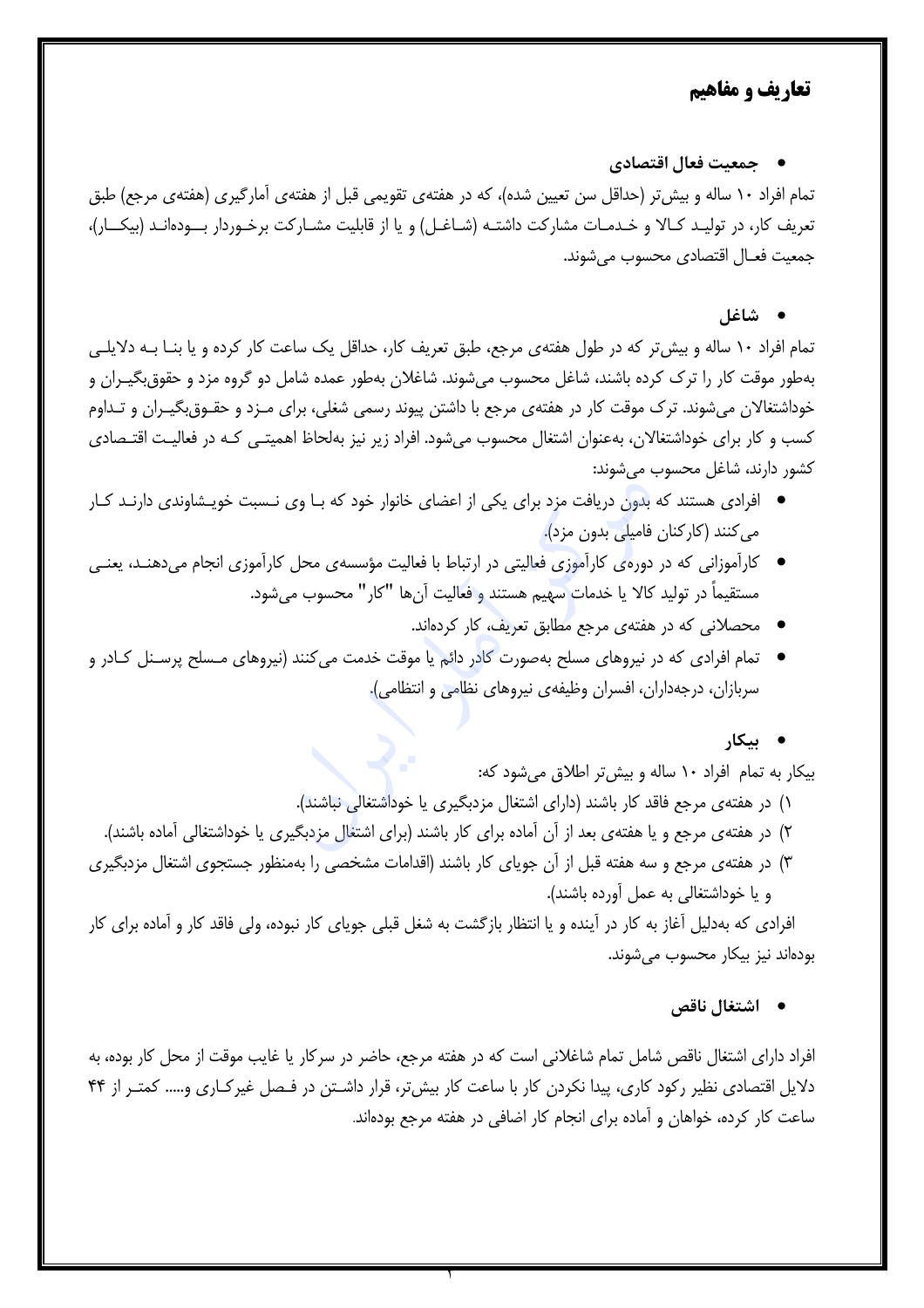## تعاریف و مفاهیم

- **جمعیت فعال اقتصادی**

تمام افراد ۱۰ ساله و بیش‌تر (حداقل سن تعیین شده)، که در هفته‌ی تقویمی قبل از هفته‌ی آمارگیری (هفته‌ی مرجع) طبق تعریف کار، در تولید کالا و خدمات مشارکت داشته (شاغل) و یا از قابلیت مشارکت برخوردار بوده‌اند (بیکار)، جمعیت فعال اقتصادی محسوب می‌شوند.

- **شاغل**

تمام افراد ۱۰ ساله و بیش‌تر که در طول هفته‌ی مرجع، طبق تعریف کار، حداقل یک ساعت کار کرده و یا بنا به دلایلی به‌طور موقت کار را ترک کرده باشند، شاغل محسوب می‌شوند. شاغلان به‌طور عمده شامل دو گروه مزد و حقوق‌بگیران و خوداشتغالان می‌شوند. ترک موقت کار در هفته‌ی مرجع با داشتن پیوند رسمی شغلی، برای مزد و حقوق‌بگیران و تداوم کسب و کار برای خوداشتغالان، به‌عنوان اشتغال محسوب می‌شود. افراد زیر نیز به‌لحاظ اهمیتی که در فعالیت اقتصادی کشور دارند، شاغل محسوب می‌شوند:

- افرادی هستند که بدون دریافت مزد برای یکی از اعضای خانوار خود که با وی نسبت خویشاوندی دارند کار می‌کنند (کارکنان فامیلی بدون مزد).
- کارآموزانی که در دوره‌ی کارآموزی فعالیتی در ارتباط با فعالیت مؤسسه‌ی محل کارآموزی انجام می‌دهند، یعنی مستقیماً در تولید کالا یا خدمات سهیم هستند و فعالیت آن‌ها "کار" محسوب می‌شود.
- محصلانی که در هفته‌ی مرجع مطابق تعریف، کار کرده‌اند.
- تمام افرادی که در نیروهای مسلح به‌صورت کادر دائم یا موقت خدمت می‌کنند (نیروهای مسلح پرسنل کادر و سربازان، درجه‌داران، افسران وظیفه‌ی نیروهای نظامی و انتظامی).

- **بیکار**

بیکار به تمام افراد ۱۰ ساله و بیش‌تر اطلاق می‌شود که:

۱) در هفته‌ی مرجع فاقد کار باشند (دارای اشتغال مزدبگیری یا خوداشتغالی نباشند).
۲) در هفته‌ی مرجع و یا هفته‌ی بعد از آن آماده برای کار باشند (برای اشتغال مزدبگیری یا خوداشتغالی آماده باشند).
۳) در هفته‌ی مرجع و سه هفته قبل از آن جویای کار باشند (اقدامات مشخصی را به‌منظور جستجوی اشتغال مزدبگیری و یا خوداشتغالی به عمل آورده باشند).

افرادی که به‌دلیل آغاز به کار در آینده و یا انتظار بازگشت به شغل قبلی جویای کار نبوده، ولی فاقد کار و آماده برای کار بوده‌اند نیز بیکار محسوب می‌شوند.

- **اشتغال ناقص**

افراد دارای اشتغال ناقص شامل تمام شاغلانی است که در هفته مرجع، حاضر در سرکار یا غایب موقت از محل کار بوده، به دلایل اقتصادی نظیر رکود کاری، پیدا نکردن کار با ساعت کار بیش‌تر، قرار داشتن در فصل غیرکاری و..... کمتر از ۴۴ ساعت کار کرده، خواهان و آماده برای انجام کار اضافی در هفته مرجع بوده‌اند.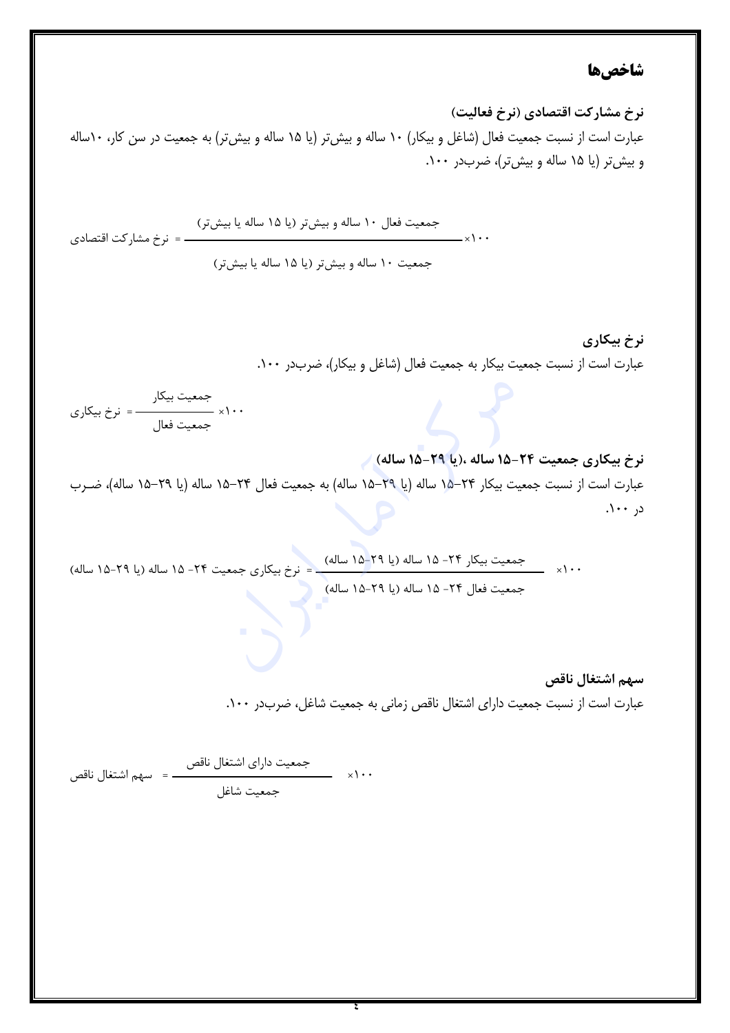## شاخص‌ها

### نرخ مشارکت اقتصادی (نرخ فعالیت)

عبارت است از نسبت جمعیت فعال (شاغل و بیکار) ۱۰ ساله و بیش‌تر (یا ۱۵ ساله و بیش‌تر) به جمعیت در سن کار، ۱۰ساله و بیش‌تر (یا ۱۵ ساله و بیش‌تر)، ضرب‌در ۱۰۰.

$$\text{نرخ مشارکت اقتصادی} = \frac{\text{جمعیت فعال ۱۰ ساله و بیش‌تر (یا ۱۵ ساله یا بیش‌تر)}}{\text{جمعیت ۱۰ ساله و بیش‌تر (یا ۱۵ ساله یا بیش‌تر)}} \times ۱۰۰$$

### نرخ بیکاری

عبارت است از نسبت جمعیت بیکار به جمعیت فعال (شاغل و بیکار)، ضرب‌در ۱۰۰.

$$\text{نرخ بیکاری} = \frac{\text{جمعیت بیکار}}{\text{جمعیت فعال}} \times ۱۰۰$$

### نرخ بیکاری جمعیت ۲۴-۱۵ ساله ،(یا ۲۹-۱۵ ساله)

عبارت است از نسبت جمعیت بیکار ۲۴-۱۵ ساله (یا ۲۹-۱۵ ساله) به جمعیت فعال ۲۴-۱۵ ساله (یا ۲۹-۱۵ ساله)، ضرب در ۱۰۰.

$$\text{نرخ بیکاری جمعیت ۲۴- ۱۵ ساله (یا ۲۹-۱۵ ساله)} = \frac{\text{جمعیت بیکار ۲۴- ۱۵ ساله (یا ۲۹-۱۵ ساله)}}{\text{جمعیت فعال ۲۴- ۱۵ ساله (یا ۲۹-۱۵ ساله)}} \times ۱۰۰$$

### سهم اشتغال ناقص

عبارت است از نسبت جمعیت دارای اشتغال ناقص زمانی به جمعیت شاغل، ضرب‌در ۱۰۰.

$$\text{سهم اشتغال ناقص} = \frac{\text{جمعیت دارای اشتغال ناقص}}{\text{جمعیت شاغل}} \times ۱۰۰$$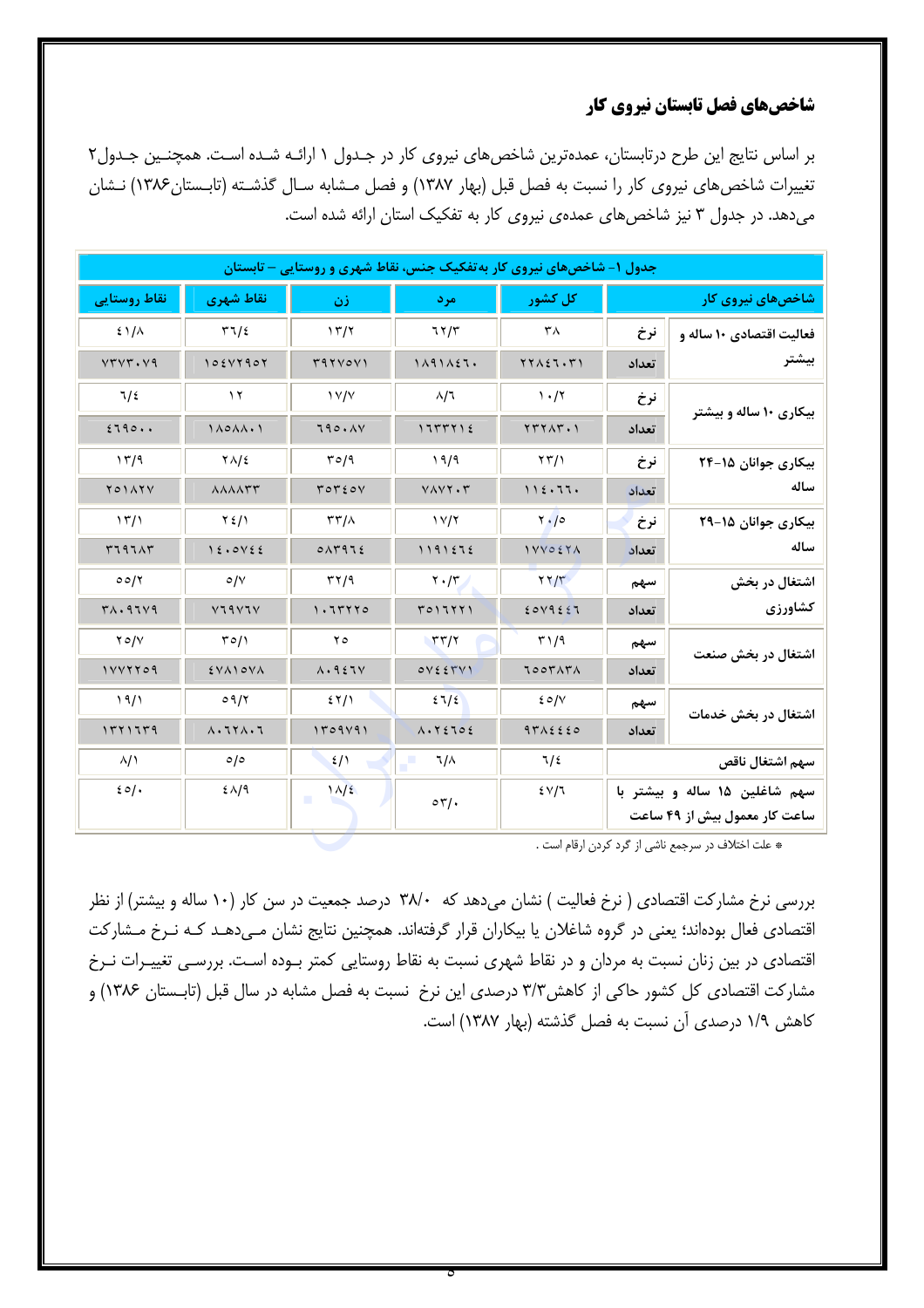## شاخص‌های فصل تابستان نیروی کار

بر اساس نتایج این طرح درتابستان، عمده‌ترین شاخص‌های نیروی کار در جدول ۱ ارائه شده است. همچنین جدول۲ تغییرات شاخص‌های نیروی کار را نسبت به فصل قبل (بهار ۱۳۸۷) و فصل مشابه سال گذشته (تابستان۱۳۸۶) نشان می‌دهد. در جدول ۳ نیز شاخص‌های عمده‌ی نیروی کار به تفکیک استان ارائه شده است.

**جدول ۱- شاخص‌های نیروی کار به‌تفکیک جنس، نقاط شهری و روستایی – تابستان**

| شاخص‌های نیروی کار | | کل کشور | مرد | زن | نقاط شهری | نقاط روستایی |
|---|---|---|---|---|---|---|
| فعالیت اقتصادی ۱۰ ساله و بیشتر | نرخ | ۳۸ | ۶۲/۳ | ۱۳/۲ | ۳۶/۴ | ۴۱/۸ |
| | تعداد | ۲۲۸۴۶۰۳۱ | ۱۸۹۱۸۴۶۰ | ۳۹۲۷۵۷۱ | ۱۵۴۷۲۹۵۲ | ۷۳۷۳۰۷۹ |
| بیکاری ۱۰ ساله و بیشتر | نرخ | ۱۰/۲ | ۸/۶ | ۱۷/۷ | ۱۲ | ۶/۴ |
| | تعداد | ۲۳۲۸۳۰۱ | ۱۶۳۳۲۱۴ | ۶۹۵۰۸۷ | ۱۸۵۸۸۰۱ | ۴۶۹۵۰۰ |
| بیکاری جوانان ۱۵-۲۴ ساله | نرخ | ۲۳/۱ | ۱۹/۹ | ۳۵/۹ | ۲۸/۴ | ۱۳/۹ |
| | تعداد | ۱۱۴۰۶۶۰ | ۷۸۷۲۰۳ | ۳۵۳۴۵۷ | ۸۸۸۸۳۳ | ۲۵۱۸۲۷ |
| بیکاری جوانان ۱۵-۲۹ ساله | نرخ | ۲۰/۵ | ۱۷/۲ | ۳۳/۸ | ۲۴/۱ | ۱۳/۱ |
| | تعداد | ۱۷۷۵۴۲۸ | ۱۱۹۱۴۶۴ | ۵۸۳۹۶۴ | ۱۴۰۵۷۴۴ | ۳۶۹۶۸۳ |
| اشتغال در بخش کشاورزی | سهم | ۲۲/۳ | ۲۰/۳ | ۳۲/۹ | ۵/۷ | ۵۵/۲ |
| | تعداد | ۴۵۷۹۴۴۶ | ۳۵۱۶۲۲۱ | ۱۰۶۳۲۲۵ | ۷۶۹۷۶۷ | ۳۸۰۹۶۷۹ |
| اشتغال در بخش صنعت | سهم | ۳۱/۹ | ۳۳/۲ | ۲۵ | ۳۵/۱ | ۲۵/۷ |
| | تعداد | ۶۵۵۳۸۳۸ | ۵۷۴۴۳۷۱ | ۸۰۹۴۶۷ | ۴۷۸۱۵۷۸ | ۱۷۷۲۲۵۹ |
| اشتغال در بخش خدمات | سهم | ۴۵/۷ | ۴۶/۴ | ۴۲/۱ | ۵۹/۲ | ۱۹/۱ |
| | تعداد | ۹۳۸۴۴۴۵ | ۸۰۲۴۶۵۴ | ۱۳۵۹۷۹۱ | ۸۰۶۲۸۰۶ | ۱۳۲۱۶۳۹ |
| سهم اشتغال ناقص | | ۶/۴ | ۶/۸ | ۴/۱ | ۵/۵ | ۸/۱ |
| سهم شاغلین ۱۵ ساله و بیشتر با ساعت کار معمول بیش از ۴۹ ساعت | | ۴۷/۶ | ۵۳/۰ | ۱۸/۴ | ۴۸/۹ | ۴۵/۰ |

* علت اختلاف در سرجمع ناشی از گرد کردن ارقام است.

بررسی نرخ مشارکت اقتصادی ( نرخ فعالیت ) نشان می‌دهد که ۳۸/۰ درصد جمعیت در سن کار (۱۰ ساله و بیشتر) از نظر اقتصادی فعال بوده‌اند؛ یعنی در گروه شاغلان یا بیکاران قرار گرفته‌اند. همچنین نتایج نشان می‌دهد که نرخ مشارکت اقتصادی در بین زنان نسبت به مردان و در نقاط شهری نسبت به نقاط روستایی کمتر بوده است. بررسی تغییرات نرخ مشارکت اقتصادی کل کشور حاکی از کاهش۳/۳ درصدی این نرخ نسبت به فصل مشابه در سال قبل (تابستان ۱۳۸۶) و کاهش ۱/۹ درصدی آن نسبت به فصل گذشته (بهار ۱۳۸۷) است.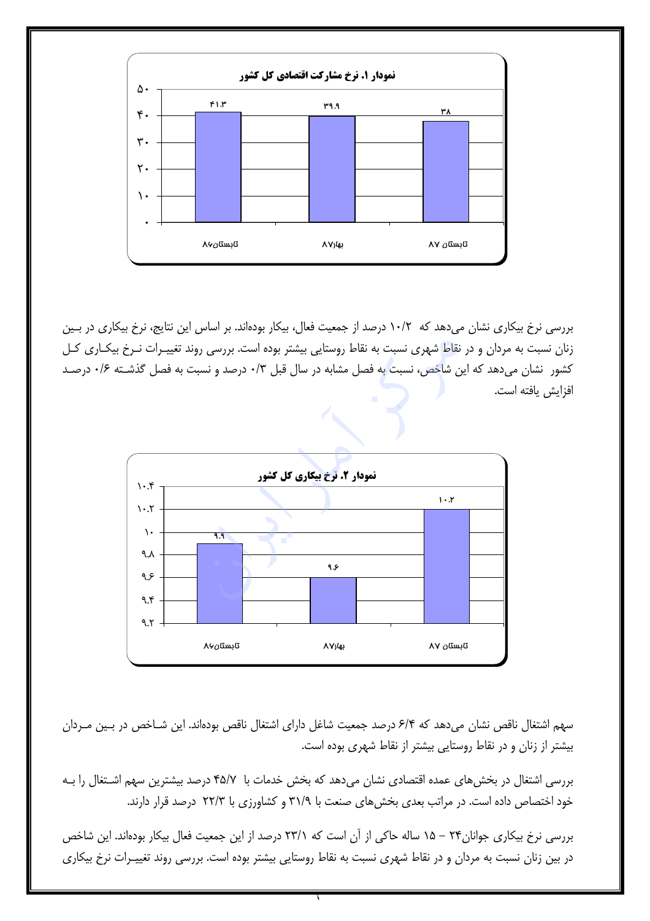**نمودار ۱. نرخ مشارکت اقتصادی کل کشور**

| | تابستان۸۶ | بهار۸۷ | تابستان ۸۷ |
|---|---|---|---|
| نرخ مشارکت اقتصادی | ۴۱.۳ | ۳۹.۹ | ۳۸ |

بررسی نرخ بیکاری نشان می‌دهد که ۱۰/۲ درصد از جمعیت فعال، بیکار بوده‌اند. بر اساس این نتایج، نرخ بیکاری در بین زنان نسبت به مردان و در نقاط شهری نسبت به نقاط روستایی بیشتر بوده است. بررسی روند تغییرات نرخ بیکاری کل کشور نشان می‌دهد که این شاخص، نسبت به فصل مشابه در سال قبل ۰/۳ درصد و نسبت به فصل گذشته ۰/۶ درصد افزایش یافته است.

**نمودار ۲. نرخ بیکاری کل کشور**

| | تابستان۸۶ | بهار۸۷ | تابستان ۸۷ |
|---|---|---|---|
| نرخ بیکاری | ۹.۹ | ۹.۶ | ۱۰.۲ |

سهم اشتغال ناقص نشان می‌دهد که ۶/۴ درصد جمعیت شاغل دارای اشتغال ناقص بوده‌اند. این شاخص در بین مردان بیشتر از زنان و در نقاط روستایی بیشتر از نقاط شهری بوده است.

بررسی اشتغال در بخش‌های عمده اقتصادی نشان می‌دهد که بخش خدمات با ۴۵/۷ درصد بیشترین سهم اشتغال را به خود اختصاص داده است. در مراتب بعدی بخش‌های صنعت با ۳۱/۹ و کشاورزی با ۲۲/۳ درصد قرار دارند.

بررسی نرخ بیکاری جوانان۲۴ – ۱۵ ساله حاکی از آن است که ۲۳/۱ درصد از این جمعیت فعال بیکار بوده‌اند. این شاخص در بین زنان نسبت به مردان و در نقاط شهری نسبت به نقاط روستایی بیشتر بوده است. بررسی روند تغییرات نرخ بیکاری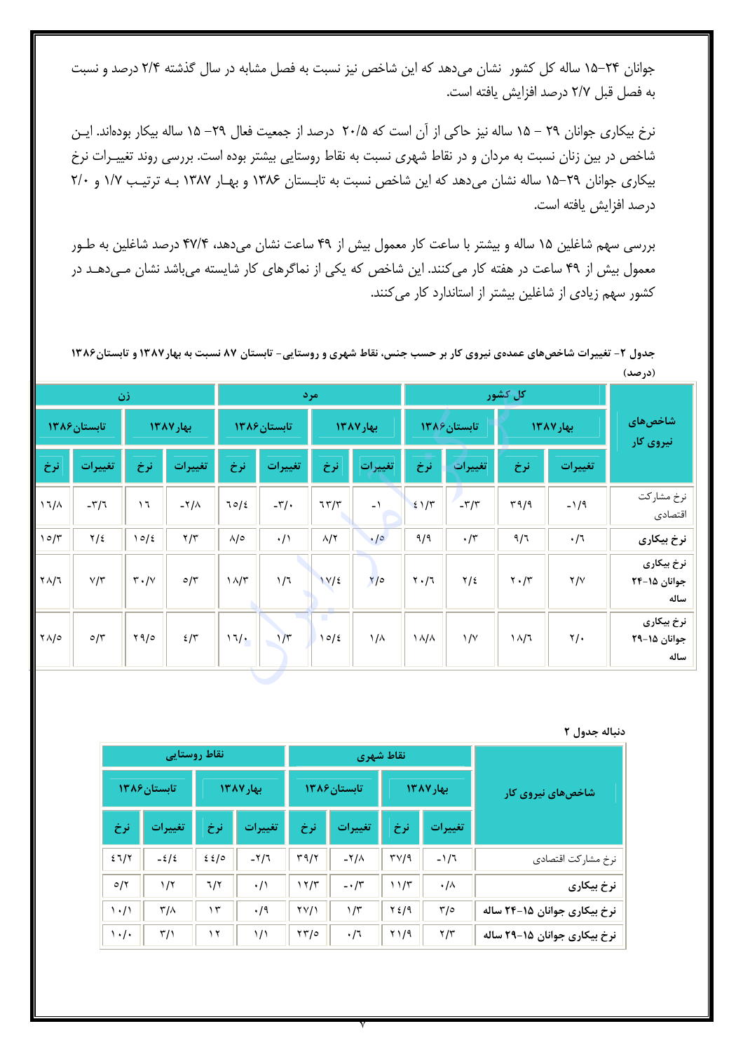جوانان ۲۴-۱۵ ساله کل کشور  نشان می‌دهد که این شاخص نیز نسبت به فصل مشابه در سال گذشته ۲/۴ درصد و نسبت به فصل قبل ۲/۷ درصد افزایش یافته است.

نرخ بیکاری جوانان ۲۹ – ۱۵ ساله نیز حاکی از آن است که ۲۰/۵ درصد از جمعیت فعال ۲۹- ۱۵ ساله بیکار بوده‌اند. این شاخص در بین زنان نسبت به مردان و در نقاط شهری نسبت به نقاط روستایی بیشتر بوده است. بررسی روند تغییرات نرخ بیکاری جوانان ۲۹-۱۵ ساله نشان می‌دهد که این شاخص نسبت به تابستان ۱۳۸۶ و بهار ۱۳۸۷ به ترتیب ۱/۷ و ۲/۰ درصد افزایش یافته است.

بررسی سهم شاغلین ۱۵ ساله و بیشتر با ساعت کار معمول بیش از ۴۹ ساعت نشان می‌دهد، ۴۷/۴ درصد شاغلین به طور معمول بیش از ۴۹ ساعت در هفته کار می‌کنند. این شاخص که یکی از نماگرهای کار شایسته می‌باشد نشان می‌دهد در کشور سهم زیادی از شاغلین بیشتر از استاندارد کار می‌کنند.

**جدول ۲- تغییرات شاخص‌های عمده‌ی نیروی کار بر حسب جنس، نقاط شهری و روستایی- تابستان ۸۷ نسبت به بهار ۱۳۸۷ و تابستان ۱۳۸۶**
(درصد)

| شاخص‌های نیروی کار | کل کشور | | | | مرد | | | | زن | | | |
|---|---|---|---|---|---|---|---|---|---|---|---|---|
| | بهار ۱۳۸۷ | | تابستان ۱۳۸۶ | | بهار ۱۳۸۷ | | تابستان ۱۳۸۶ | | بهار ۱۳۸۷ | | تابستان ۱۳۸۶ | |
| | تغییرات | نرخ | تغییرات | نرخ | تغییرات | نرخ | تغییرات | نرخ | تغییرات | نرخ | تغییرات | نرخ |
| نرخ مشارکت اقتصادی | -۱/۹ | ۳۹/۹ | -۳/۳ | ۴۱/۳ | -۱ | ۶۳/۳ | -۳/۰ | ۶۵/۴ | -۲/۸ | ۱۶ | -۳/۶ | ۱۶/۸ |
| نرخ بیکاری | ۰/۶ | ۹/۶ | ۰/۳ | ۹/۹ | ۰/۵ | ۸/۲ | ۰/۱ | ۸/۵ | ۲/۳ | ۱۵/۴ | ۲/۴ | ۱۵/۳ |
| نرخ بیکاری جوانان ۱۵-۲۴ ساله | ۲/۷ | ۲۰/۳ | ۲/۴ | ۲۰/۶ | ۲/۵ | ۱۷/۴ | ۱/۶ | ۱۸/۳ | ۵/۳ | ۳۰/۷ | ۷/۳ | ۲۸/۶ |
| نرخ بیکاری جوانان ۱۵-۲۹ ساله | ۲/۰ | ۱۸/۶ | ۱/۷ | ۱۸/۸ | ۱/۸ | ۱۵/۴ | ۱/۳ | ۱۶/۰ | ۴/۳ | ۲۹/۵ | ۵/۳ | ۲۸/۵ |

**دنباله جدول ۲**

| شاخص‌های نیروی کار | نقاط شهری | | | | نقاط روستایی | | | |
|---|---|---|---|---|---|---|---|---|
| | بهار ۱۳۸۷ | | تابستان ۱۳۸۶ | | بهار ۱۳۸۷ | | تابستان ۱۳۸۶ | |
| | تغییرات | نرخ | تغییرات | نرخ | تغییرات | نرخ | تغییرات | نرخ |
| نرخ مشارکت اقتصادی | -۱/۶ | ۳۷/۹ | -۲/۸ | ۳۹/۲ | -۲/۶ | ۴۴/۵ | -۴/۴ | ۴۶/۲ |
| نرخ بیکاری | ۰/۸ | ۱۱/۳ | -۰/۳ | ۱۲/۳ | ۰/۱ | ۶/۲ | ۱/۲ | ۵/۲ |
| نرخ بیکاری جوانان ۱۵-۲۴ ساله | ۳/۵ | ۲۴/۹ | ۱/۳ | ۲۷/۱ | ۰/۹ | ۱۳ | ۳/۸ | ۱۰/۱ |
| نرخ بیکاری جوانان ۱۵-۲۹ ساله | ۲/۳ | ۲۱/۹ | ۰/۶ | ۲۳/۵ | ۱/۱ | ۱۲ | ۳/۱ | ۱۰/۰ |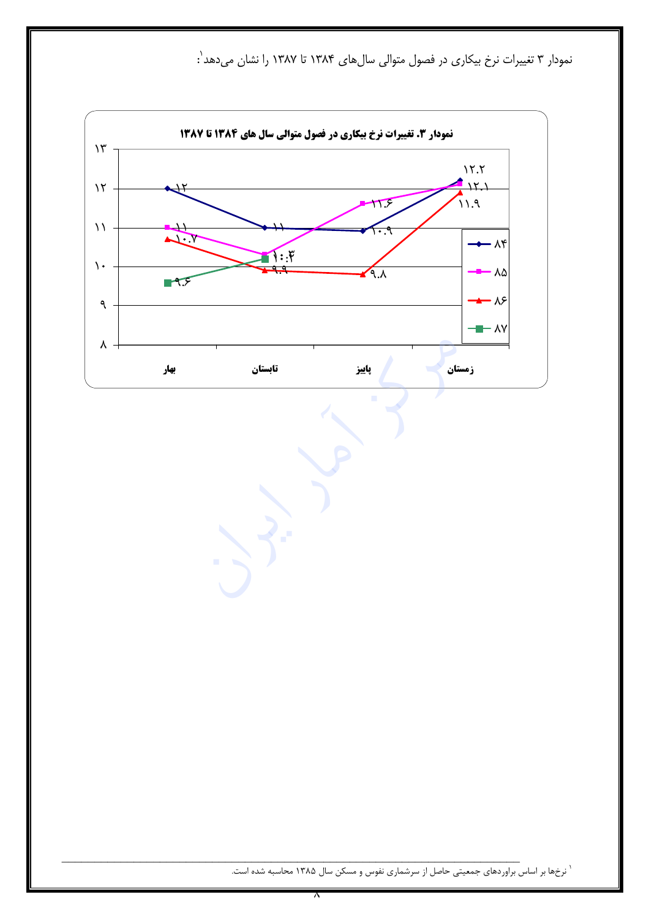نمودار ۳ تغییرات نرخ بیکاری در فصول متوالی سال‌های ۱۳۸۴ تا ۱۳۸۷ را نشان می‌دهد[1]:

**نمودار ۳. تغییرات نرخ بیکاری در فصول متوالی سال های ۱۳۸۴ تا ۱۳۸۷**

| سال | بهار | تابستان | پاییز | زمستان |
|---|---|---|---|---|
| ۸۴ | ۱۲ | ۱۱ | ۱۰.۹ | ۱۲.۲ |
| ۸۵ | ۱۱ | ۱۰.۳ | ۱۱.۶ | ۱۲.۱ |
| ۸۶ | ۱۰.۷ | ۹.۹ | ۹.۸ | ۱۱.۹ |
| ۸۷ | ۹.۶ | ۱۰.۲ | | |

---

[1] نرخ‌ها بر اساس براوردهای جمعیتی حاصل از سرشماری نفوس و مسکن سال ۱۳۸۵ محاسبه شده است.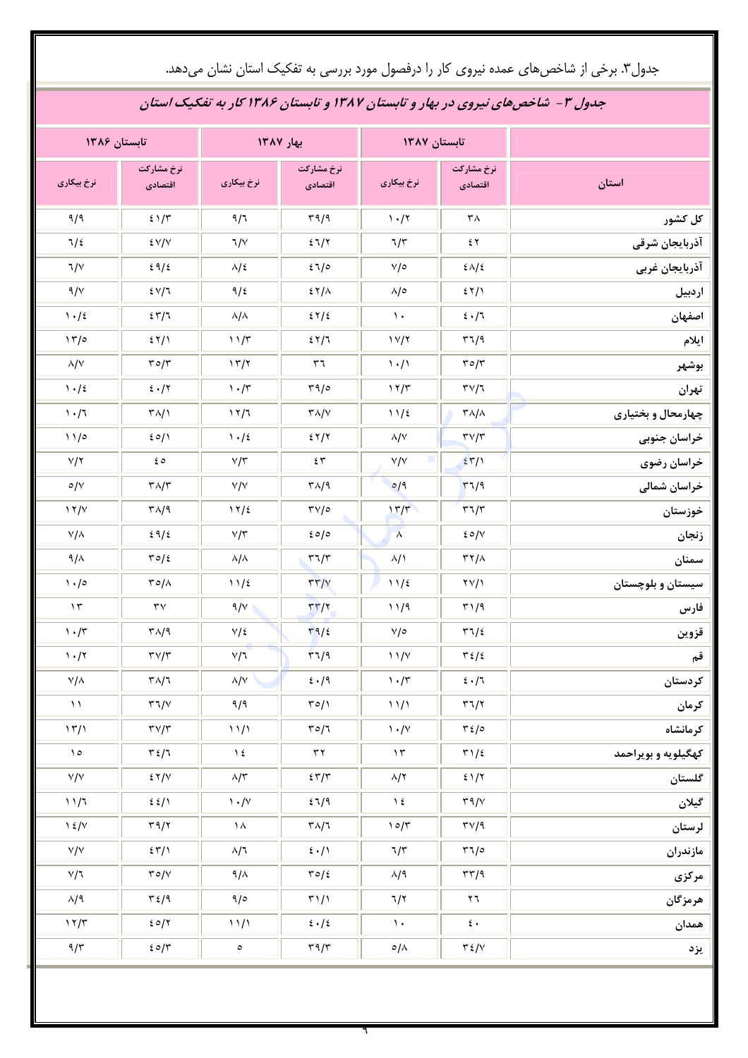جدول۳. برخی از شاخص‌های عمده نیروی کار را درفصول مورد بررسی به تفکیک استان نشان می‌دهد.

**جدول ۳ - شاخص‌های نیروی در بهار و تابستان ۱۳۸۷ و تابستان ۱۳۸۶ کار به تفکیک استان**

| استان | تابستان ۱۳۸۷ | | بهار ۱۳۸۷ | | تابستان ۱۳۸۶ | |
|---|---|---|---|---|---|---|
| | نرخ مشارکت اقتصادی | نرخ بیکاری | نرخ مشارکت اقتصادی | نرخ بیکاری | نرخ مشارکت اقتصادی | نرخ بیکاری |
| کل کشور | ۳۸ | ۱۰/۲ | ۳۹/۹ | ۹/۶ | ۴۱/۳ | ۹/۹ |
| آذربایجان شرقی | ۴۲ | ۶/۳ | ۴۶/۲ | ۶/۷ | ۴۷/۷ | ۶/۴ |
| آذربایجان غربی | ۴۸/۴ | ۷/۵ | ۴۶/۵ | ۸/۴ | ۴۹/۴ | ۶/۷ |
| اردبیل | ۴۲/۱ | ۸/۵ | ۴۲/۸ | ۹/۴ | ۴۷/۶ | ۹/۷ |
| اصفهان | ۴۰/۶ | ۱۰ | ۴۲/۴ | ۸/۸ | ۴۳/۶ | ۱۰/۴ |
| ایلام | ۳۶/۹ | ۱۷/۲ | ۴۲/۶ | ۱۱/۳ | ۴۲/۱ | ۱۳/۵ |
| بوشهر | ۳۵/۳ | ۱۰/۱ | ۳۶ | ۱۳/۲ | ۳۵/۳ | ۸/۷ |
| تهران | ۳۷/۶ | ۱۲/۳ | ۳۹/۵ | ۱۰/۳ | ۴۰/۲ | ۱۰/۴ |
| چهارمحال و بختیاری | ۳۸/۸ | ۱۱/۴ | ۳۸/۷ | ۱۲/۶ | ۳۸/۱ | ۱۰/۶ |
| خراسان جنوبی | ۳۷/۳ | ۸/۷ | ۴۲/۲ | ۱۰/۴ | ۴۵/۱ | ۱۱/۵ |
| خراسان رضوی | ۴۳/۱ | ۷/۷ | ۴۳ | ۷/۳ | ۴۵ | ۷/۲ |
| خراسان شمالی | ۳۶/۹ | ۵/۹ | ۳۸/۹ | ۷/۷ | ۳۸/۳ | ۵/۷ |
| خوزستان | ۳۶/۳ | ۱۳/۳ | ۳۷/۵ | ۱۲/۴ | ۳۸/۹ | ۱۲/۷ |
| زنجان | ۴۵/۷ | ۸ | ۴۵/۵ | ۷/۳ | ۴۹/۴ | ۷/۸ |
| سمنان | ۳۲/۸ | ۸/۱ | ۳۶/۳ | ۸/۸ | ۳۵/۴ | ۹/۸ |
| سیستان و بلوچستان | ۲۷/۱ | ۱۱/۴ | ۳۳/۷ | ۱۱/۴ | ۳۵/۸ | ۱۰/۵ |
| فارس | ۳۱/۹ | ۱۱/۹ | ۳۳/۲ | ۹/۷ | ۳۷ | ۱۳ |
| قزوین | ۳۶/۴ | ۷/۵ | ۳۹/۴ | ۷/۴ | ۳۸/۹ | ۱۰/۳ |
| قم | ۳۴/۴ | ۱۱/۷ | ۳۶/۹ | ۷/۶ | ۳۷/۳ | ۱۰/۲ |
| کردستان | ۴۰/۶ | ۱۰/۳ | ۴۰/۹ | ۸/۷ | ۳۸/۶ | ۷/۸ |
| کرمان | ۳۶/۲ | ۱۱/۱ | ۳۵/۱ | ۹/۹ | ۳۶/۷ | ۱۱ |
| کرمانشاه | ۳۴/۵ | ۱۰/۷ | ۳۵/۶ | ۱۱/۱ | ۳۷/۳ | ۱۳/۱ |
| کهگیلویه و بویراحمد | ۳۱/۴ | ۱۳ | ۳۲ | ۱۴ | ۳۴/۶ | ۱۵ |
| گلستان | ۴۱/۲ | ۸/۲ | ۴۳/۳ | ۸/۳ | ۴۲/۷ | ۷/۷ |
| گیلان | ۳۹/۷ | ۱۴ | ۴۶/۹ | ۱۰/۷ | ۴۴/۱ | ۱۱/۶ |
| لرستان | ۳۷/۹ | ۱۵/۳ | ۳۸/۶ | ۱۸ | ۳۹/۲ | ۱۴/۷ |
| مازندران | ۳۶/۵ | ۶/۳ | ۴۰/۱ | ۸/۶ | ۴۳/۱ | ۷/۷ |
| مرکزی | ۳۳/۹ | ۸/۹ | ۳۵/۴ | ۹/۸ | ۳۵/۷ | ۷/۶ |
| هرمزگان | ۲۶ | ۶/۲ | ۳۱/۱ | ۹/۵ | ۳۴/۹ | ۸/۹ |
| همدان | ۴۰ | ۱۰ | ۴۰/۴ | ۱۱/۱ | ۴۵/۲ | ۱۲/۳ |
| یزد | ۳۴/۷ | ۵/۸ | ۳۹/۳ | ۵ | ۴۵/۳ | ۹/۳ |